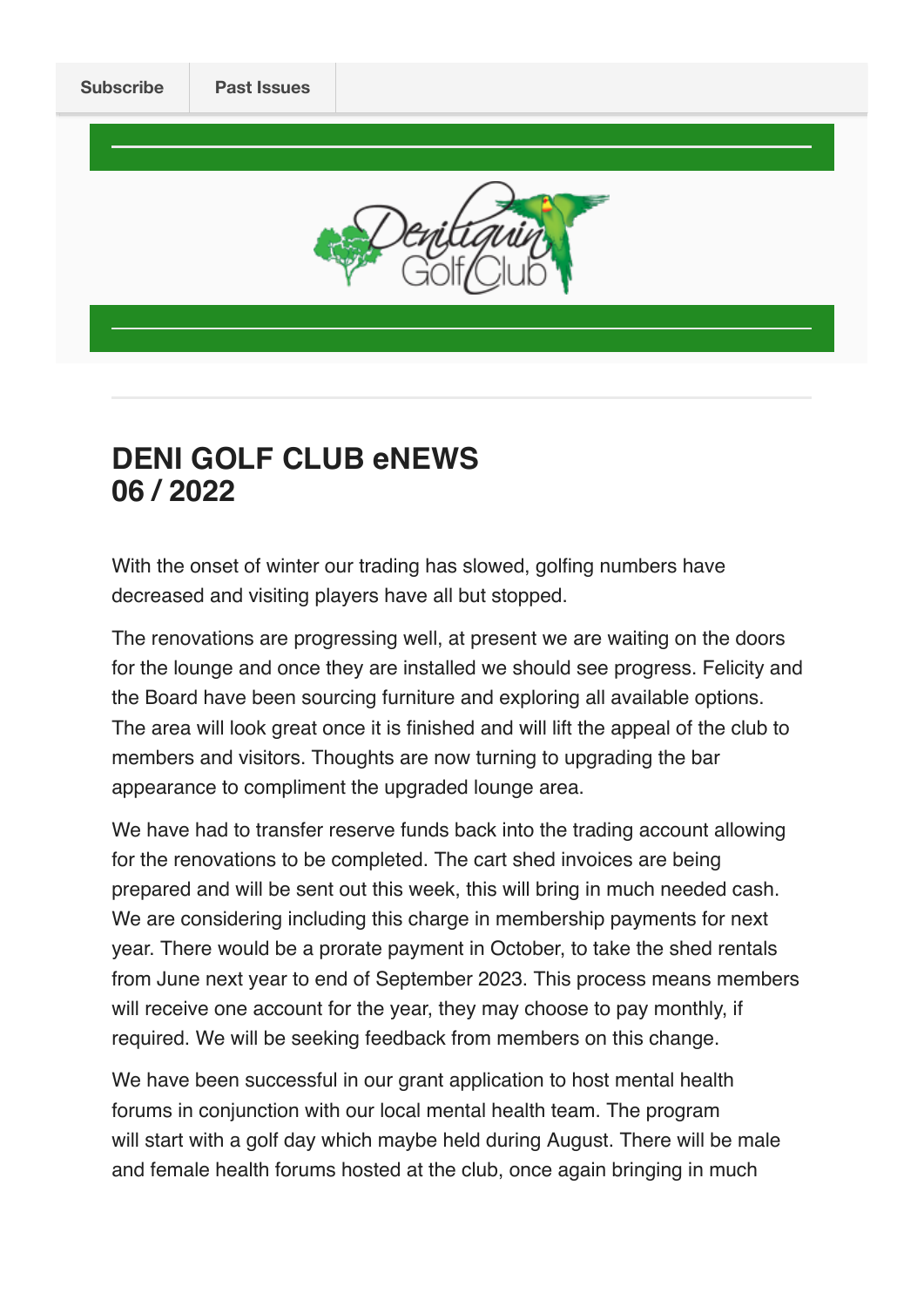Subscribe | Past Issues

# DENI GOLF CLUB eNEWS 06 / 2022

With the onset of winter our trading has slowed, golfing numbers have decreased and visiting players have all but stopped.

The renovations are progressing well, at present we are waiting on the doors for the lounge and once they are installed we should see progress. Felicity and the Board have been sourcing furniture and exploring all available options. The area will look great once it is finished and will lift the appeal of the club to members and visitors. Thoughts are now turning to upgrading the bar appearance to compliment the upgraded lounge area.

We have had to transfer reserve funds back into the trading account allowing for the renovations to be completed. The cart shed invoices are being prepared and will be sent out this week, this will bring in much needed cash. We are considering including this charge in membership payments for next year. There would be a prorate payment in October, to take the shed rentals from June next year to end of September 2023. This process means members will receive one account for the year, they may choose to pay monthly, if required. We will be seeking feedback from members on this change.

We have been successful in our grant application to host mental health forums in conjunction with our local mental health team. The program will start with a golf day which maybe held during August. There will be male and female health forums hosted at the club, once again bringing in much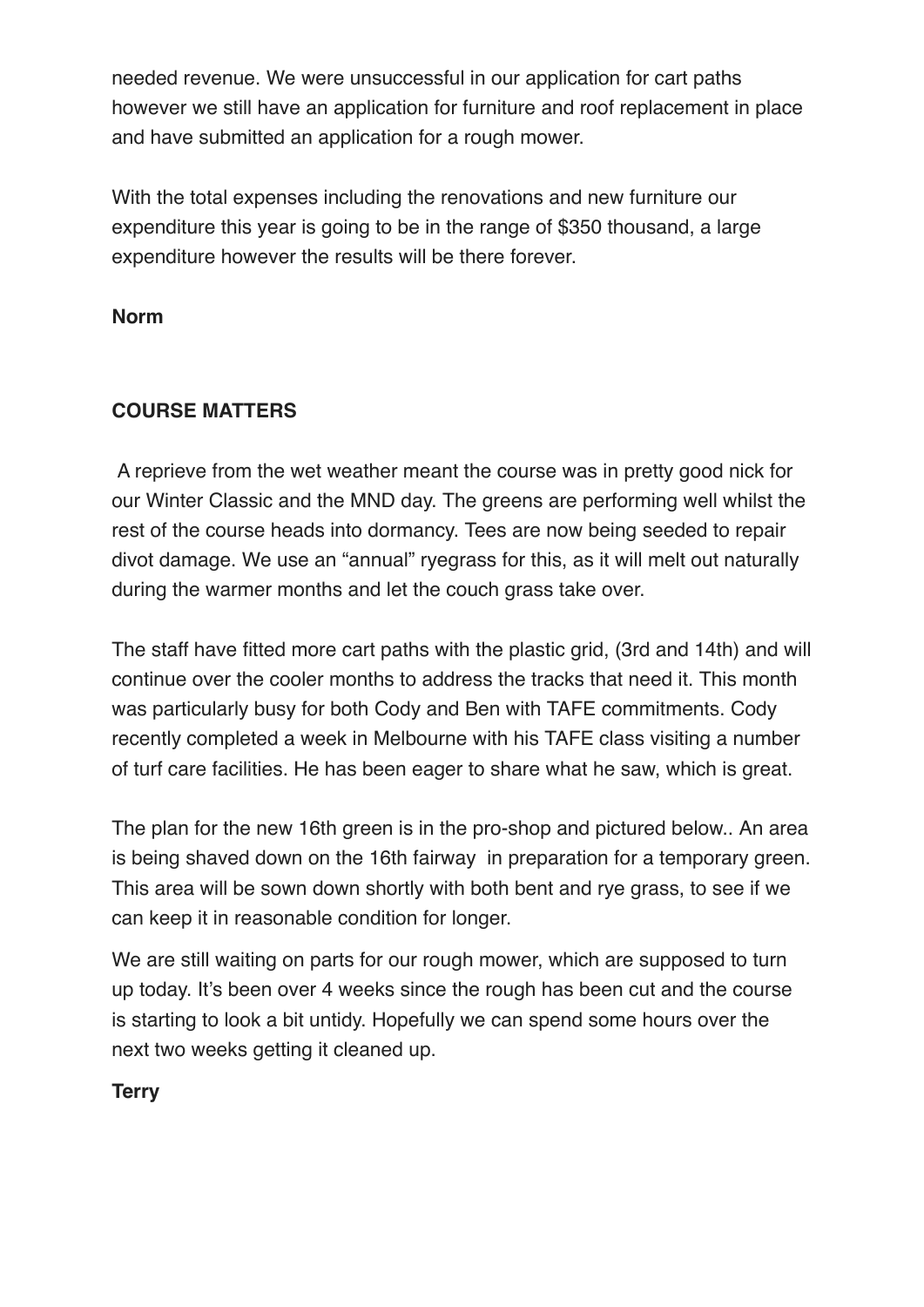needed revenue. We were unsuccessful in our application for cart paths however we still have an application for furniture and roof replacement in place and have submitted an application for a rough mower.

With the total expenses including the renovations and new furniture our expenditure this year is going to be in the range of $350 thousand, a large expenditure however the results will be there forever.

**Norm**

**COURSE MATTERS**

A reprieve from the wet weather meant the course was in pretty good nick for our Winter Classic and the MND day. The greens are performing well whilst the rest of the course heads into dormancy. Tees are now being seeded to repair divot damage. We use an "annual" ryegrass for this, as it will melt out naturally during the warmer months and let the couch grass take over.

The staff have fitted more cart paths with the plastic grid, (3rd and 14th) and will continue over the cooler months to address the tracks that need it. This month was particularly busy for both Cody and Ben with TAFE commitments. Cody recently completed a week in Melbourne with his TAFE class visiting a number of turf care facilities. He has been eager to share what he saw, which is great.

The plan for the new 16th green is in the pro-shop and pictured below.. An area is being shaved down on the 16th fairway in preparation for a temporary green. This area will be sown down shortly with both bent and rye grass, to see if we can keep it in reasonable condition for longer.

We are still waiting on parts for our rough mower, which are supposed to turn up today. It's been over 4 weeks since the rough has been cut and the course is starting to look a bit untidy. Hopefully we can spend some hours over the next two weeks getting it cleaned up.

**Terry**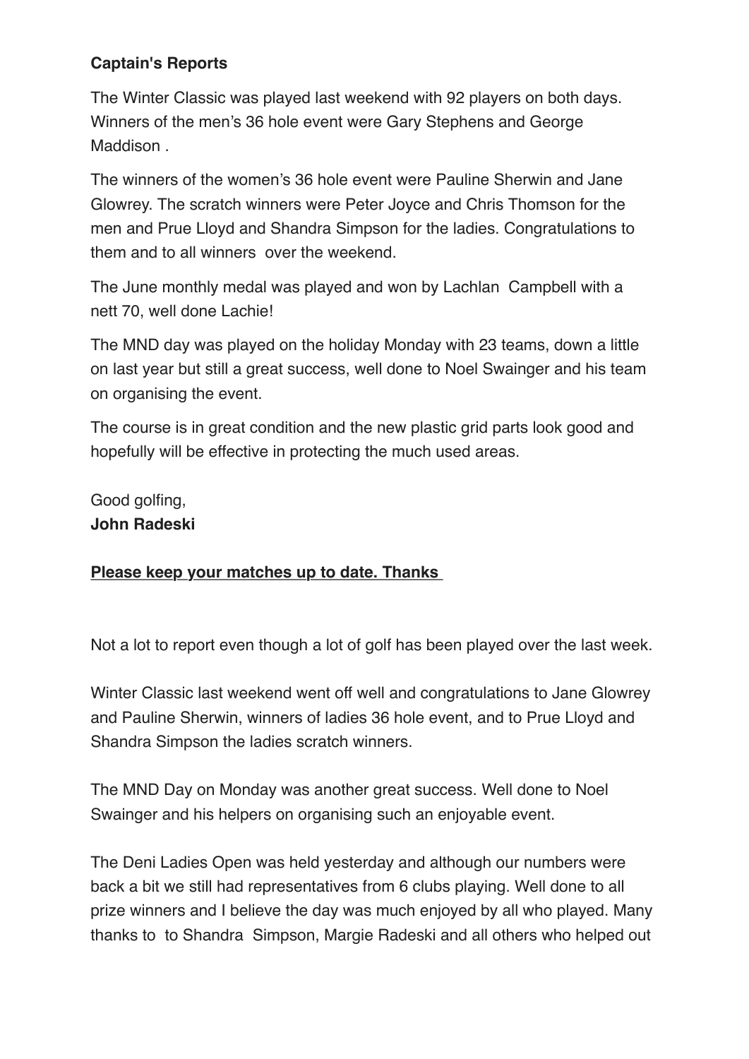**Captain's Reports**

The Winter Classic was played last weekend with 92 players on both days. Winners of the men's 36 hole event were Gary Stephens and George Maddison .

The winners of the women's 36 hole event were Pauline Sherwin and Jane Glowrey. The scratch winners were Peter Joyce and Chris Thomson for the men and Prue Lloyd and Shandra Simpson for the ladies. Congratulations to them and to all winners over the weekend.

The June monthly medal was played and won by Lachlan Campbell with a nett 70, well done Lachie!

The MND day was played on the holiday Monday with 23 teams, down a little on last year but still a great success, well done to Noel Swainger and his team on organising the event.

The course is in great condition and the new plastic grid parts look good and hopefully will be effective in protecting the much used areas.

Good golfing,
**John Radeski**

**Please keep your matches up to date. Thanks**

Not a lot to report even though a lot of golf has been played over the last week.

Winter Classic last weekend went off well and congratulations to Jane Glowrey and Pauline Sherwin, winners of ladies 36 hole event, and to Prue Lloyd and Shandra Simpson the ladies scratch winners.

The MND Day on Monday was another great success. Well done to Noel Swainger and his helpers on organising such an enjoyable event.

The Deni Ladies Open was held yesterday and although our numbers were back a bit we still had representatives from 6 clubs playing. Well done to all prize winners and I believe the day was much enjoyed by all who played. Many thanks to to Shandra Simpson, Margie Radeski and all others who helped out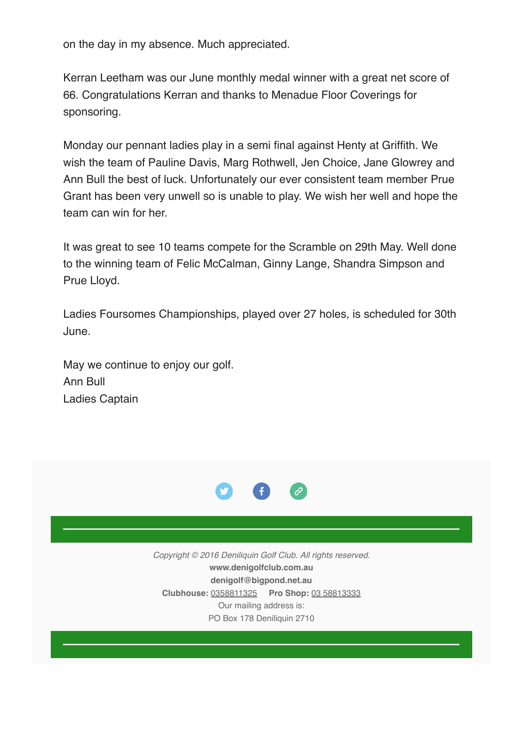on the day in my absence. Much appreciated.

Kerran Leetham was our June monthly medal winner with a great net score of 66. Congratulations Kerran and thanks to Menadue Floor Coverings for sponsoring.

Monday our pennant ladies play in a semi final against Henty at Griffith. We wish the team of Pauline Davis, Marg Rothwell, Jen Choice, Jane Glowrey and Ann Bull the best of luck. Unfortunately our ever consistent team member Prue Grant has been very unwell so is unable to play. We wish her well and hope the team can win for her.

It was great to see 10 teams compete for the Scramble on 29th May. Well done to the winning team of Felic McCalman, Ginny Lange, Shandra Simpson and Prue Lloyd.

Ladies Foursomes Championships, played over 27 holes, is scheduled for 30th June.

May we continue to enjoy our golf.
Ann Bull
Ladies Captain

*Copyright © 2016 Deniliquin Golf Club. All rights reserved.*
**www.denigolfclub.com.au**
**denigolf@bigpond.net.au**
**Clubhouse:** 0358811325 **Pro Shop:** 03 58813333
Our mailing address is:
PO Box 178 Deniliquin 2710